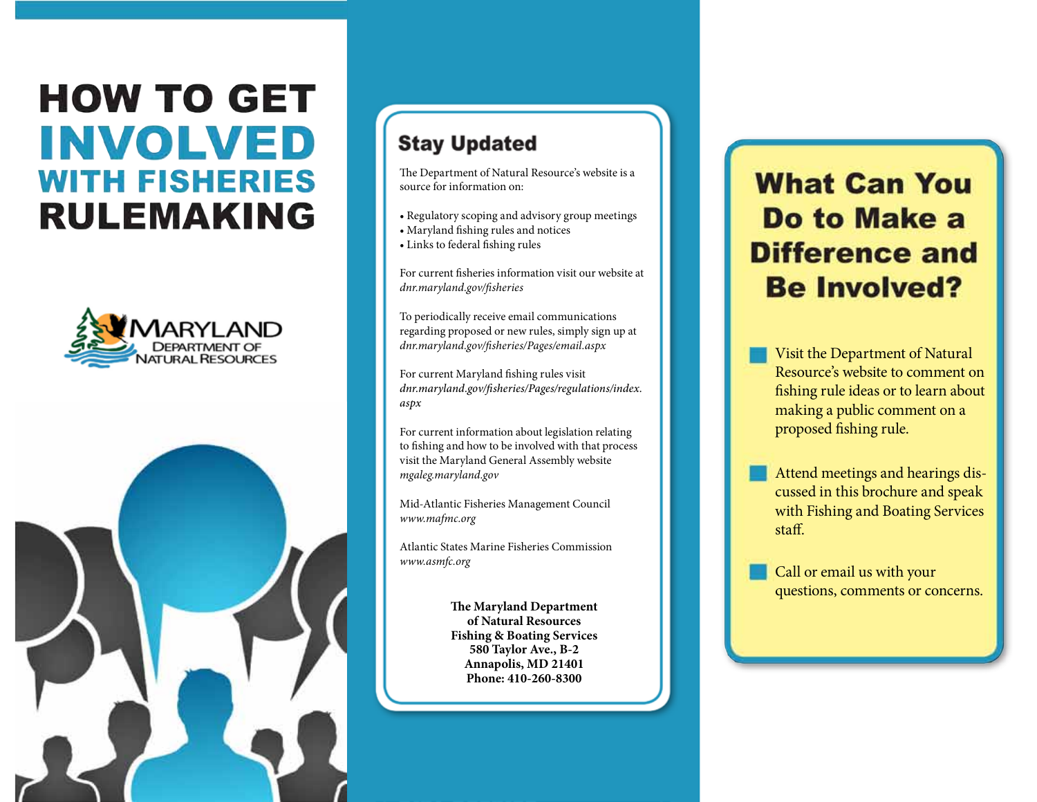# HOW TO GET INVOLVED WITH FISHERIES RULEMAKING

MARYLAND DEPARTMENT OF NATURAL RESOURCES

## Stay Updated

The Department of Natural Resource's website is a source for information on:

- Regulatory scoping and advisory group meetings
- Maryland fishing rules and notices
- Links to federal fishing rules

For current fisheries information visit our website at *dnr.maryland.gov/fisheries*

To periodically receive email communications regarding proposed or new rules, simply sign up at *dnr.maryland.gov/fisheries/Pages/email.aspx*

For current Maryland fishing rules visit *dnr.maryland.gov/fisheries/Pages/regulations/index.aspx*

For current information about legislation relating to fishing and how to be involved with that process visit the Maryland General Assembly website *mgaleg.maryland.gov*

Mid-Atlantic Fisheries Management Council
*www.mafmc.org*

Atlantic States Marine Fisheries Commission
*www.asmfc.org*

**The Maryland Department of Natural Resources**
**Fishing & Boating Services**
**580 Taylor Ave., B-2**
**Annapolis, MD 21401**
**Phone: 410-260-8300**

## What Can You Do to Make a Difference and Be Involved?

- Visit the Department of Natural Resource's website to comment on fishing rule ideas or to learn about making a public comment on a proposed fishing rule.
- Attend meetings and hearings discussed in this brochure and speak with Fishing and Boating Services staff.
- Call or email us with your questions, comments or concerns.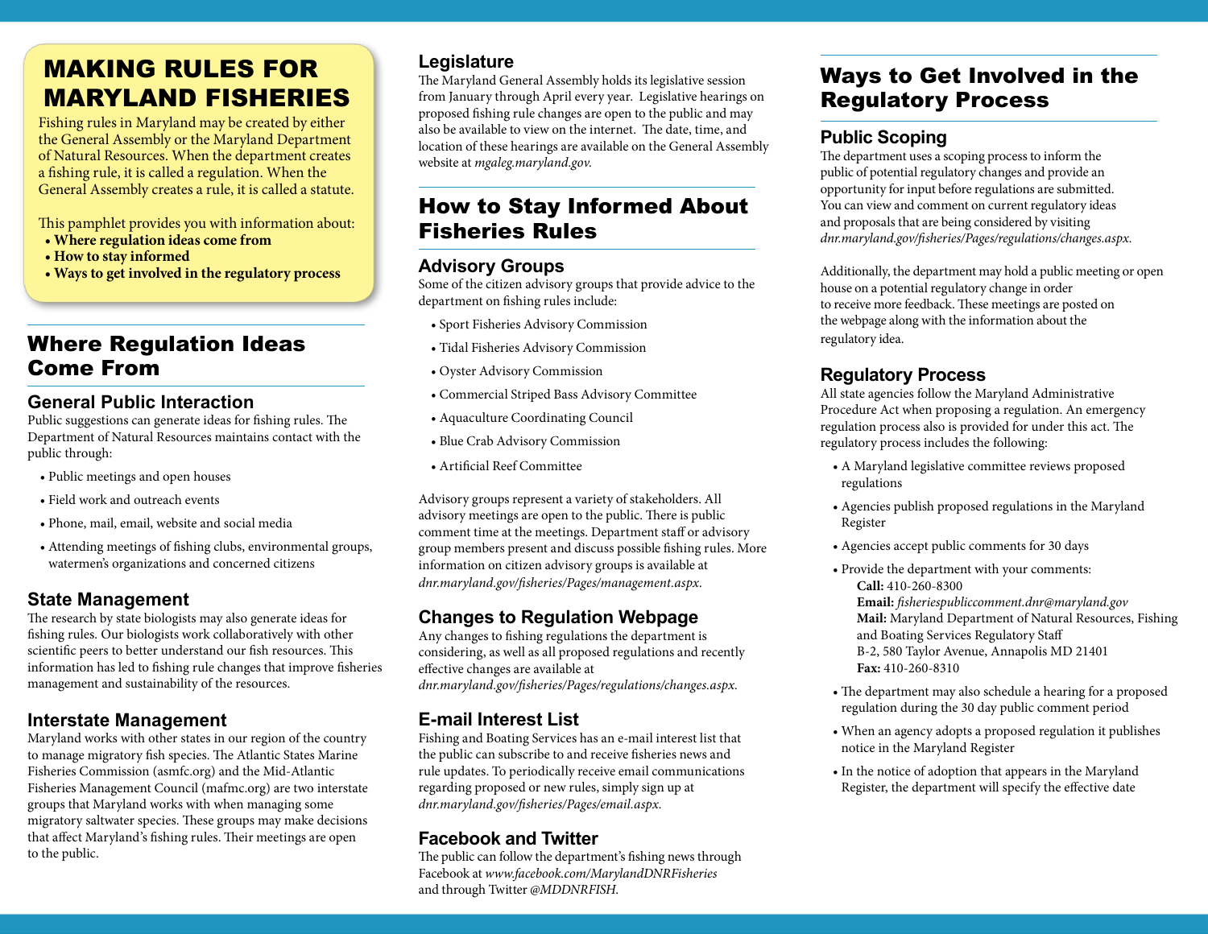# MAKING RULES FOR MARYLAND FISHERIES

Fishing rules in Maryland may be created by either the General Assembly or the Maryland Department of Natural Resources. When the department creates a fishing rule, it is called a regulation. When the General Assembly creates a rule, it is called a statute.

This pamphlet provides you with information about:

- **Where regulation ideas come from**
- **How to stay informed**
- **Ways to get involved in the regulatory process**

## Where Regulation Ideas Come From

### General Public Interaction

Public suggestions can generate ideas for fishing rules. The Department of Natural Resources maintains contact with the public through:

- Public meetings and open houses
- Field work and outreach events
- Phone, mail, email, website and social media
- Attending meetings of fishing clubs, environmental groups, watermen's organizations and concerned citizens

### State Management

The research by state biologists may also generate ideas for fishing rules. Our biologists work collaboratively with other scientific peers to better understand our fish resources. This information has led to fishing rule changes that improve fisheries management and sustainability of the resources.

### Interstate Management

Maryland works with other states in our region of the country to manage migratory fish species. The Atlantic States Marine Fisheries Commission (asmfc.org) and the Mid-Atlantic Fisheries Management Council (mafmc.org) are two interstate groups that Maryland works with when managing some migratory saltwater species. These groups may make decisions that affect Maryland's fishing rules. Their meetings are open to the public.

### Legislature

The Maryland General Assembly holds its legislative session from January through April every year. Legislative hearings on proposed fishing rule changes are open to the public and may also be available to view on the internet. The date, time, and location of these hearings are available on the General Assembly website at *mgaleg.maryland.gov.*

## How to Stay Informed About Fisheries Rules

### Advisory Groups

Some of the citizen advisory groups that provide advice to the department on fishing rules include:

- Sport Fisheries Advisory Commission
- Tidal Fisheries Advisory Commission
- Oyster Advisory Commission
- Commercial Striped Bass Advisory Committee
- Aquaculture Coordinating Council
- Blue Crab Advisory Commission
- Artificial Reef Committee

Advisory groups represent a variety of stakeholders. All advisory meetings are open to the public. There is public comment time at the meetings. Department staff or advisory group members present and discuss possible fishing rules. More information on citizen advisory groups is available at *dnr.maryland.gov/fisheries/Pages/management.aspx.*

### Changes to Regulation Webpage

Any changes to fishing regulations the department is considering, as well as all proposed regulations and recently effective changes are available at *dnr.maryland.gov/fisheries/Pages/regulations/changes.aspx.*

### E-mail Interest List

Fishing and Boating Services has an e-mail interest list that the public can subscribe to and receive fisheries news and rule updates. To periodically receive email communications regarding proposed or new rules, simply sign up at *dnr.maryland.gov/fisheries/Pages/email.aspx.*

### Facebook and Twitter

The public can follow the department's fishing news through Facebook at *www.facebook.com/MarylandDNRFisheries* and through Twitter *@MDDNRFISH.*

## Ways to Get Involved in the Regulatory Process

### Public Scoping

The department uses a scoping process to inform the public of potential regulatory changes and provide an opportunity for input before regulations are submitted. You can view and comment on current regulatory ideas and proposals that are being considered by visiting *dnr.maryland.gov/fisheries/Pages/regulations/changes.aspx.*

Additionally, the department may hold a public meeting or open house on a potential regulatory change in order to receive more feedback. These meetings are posted on the webpage along with the information about the regulatory idea.

### Regulatory Process

All state agencies follow the Maryland Administrative Procedure Act when proposing a regulation. An emergency regulation process also is provided for under this act. The regulatory process includes the following:

- A Maryland legislative committee reviews proposed regulations
- Agencies publish proposed regulations in the Maryland Register
- Agencies accept public comments for 30 days
- Provide the department with your comments:
  **Call:** 410-260-8300
  **Email:** *fisheriespubliccomment.dnr@maryland.gov*
  **Mail:** Maryland Department of Natural Resources, Fishing and Boating Services Regulatory Staff
  B-2, 580 Taylor Avenue, Annapolis MD 21401
  **Fax:** 410-260-8310
- The department may also schedule a hearing for a proposed regulation during the 30 day public comment period
- When an agency adopts a proposed regulation it publishes notice in the Maryland Register
- In the notice of adoption that appears in the Maryland Register, the department will specify the effective date